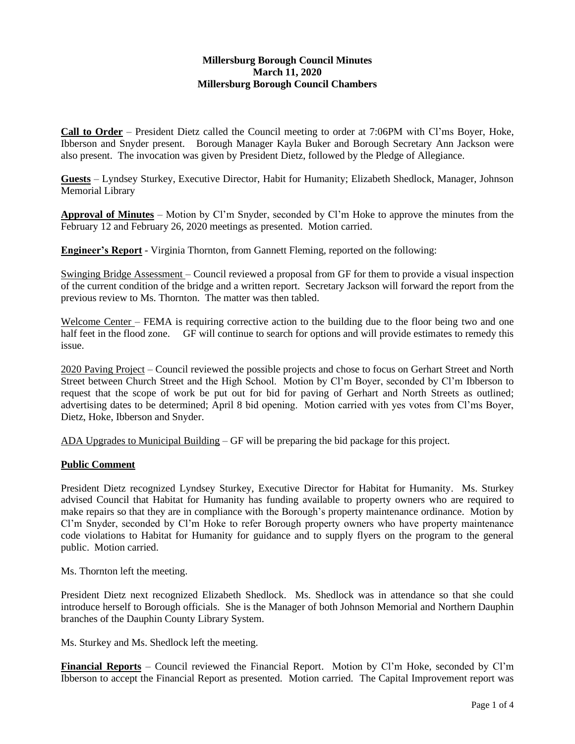# Millersburg Borough Council Minutes
## March 11, 2020
## Millersburg Borough Council Chambers

**Call to Order** – President Dietz called the Council meeting to order at 7:06PM with Cl'ms Boyer, Hoke, Ibberson and Snyder present. Borough Manager Kayla Buker and Borough Secretary Ann Jackson were also present. The invocation was given by President Dietz, followed by the Pledge of Allegiance.

**Guests** – Lyndsey Sturkey, Executive Director, Habit for Humanity; Elizabeth Shedlock, Manager, Johnson Memorial Library

**Approval of Minutes** – Motion by Cl'm Snyder, seconded by Cl'm Hoke to approve the minutes from the February 12 and February 26, 2020 meetings as presented. Motion carried.

**Engineer's Report** - Virginia Thornton, from Gannett Fleming, reported on the following:

Swinging Bridge Assessment – Council reviewed a proposal from GF for them to provide a visual inspection of the current condition of the bridge and a written report. Secretary Jackson will forward the report from the previous review to Ms. Thornton. The matter was then tabled.

Welcome Center – FEMA is requiring corrective action to the building due to the floor being two and one half feet in the flood zone. GF will continue to search for options and will provide estimates to remedy this issue.

2020 Paving Project – Council reviewed the possible projects and chose to focus on Gerhart Street and North Street between Church Street and the High School. Motion by Cl'm Boyer, seconded by Cl'm Ibberson to request that the scope of work be put out for bid for paving of Gerhart and North Streets as outlined; advertising dates to be determined; April 8 bid opening. Motion carried with yes votes from Cl'ms Boyer, Dietz, Hoke, Ibberson and Snyder.

ADA Upgrades to Municipal Building – GF will be preparing the bid package for this project.

**Public Comment**

President Dietz recognized Lyndsey Sturkey, Executive Director for Habitat for Humanity. Ms. Sturkey advised Council that Habitat for Humanity has funding available to property owners who are required to make repairs so that they are in compliance with the Borough's property maintenance ordinance. Motion by Cl'm Snyder, seconded by Cl'm Hoke to refer Borough property owners who have property maintenance code violations to Habitat for Humanity for guidance and to supply flyers on the program to the general public. Motion carried.

Ms. Thornton left the meeting.

President Dietz next recognized Elizabeth Shedlock. Ms. Shedlock was in attendance so that she could introduce herself to Borough officials. She is the Manager of both Johnson Memorial and Northern Dauphin branches of the Dauphin County Library System.

Ms. Sturkey and Ms. Shedlock left the meeting.

**Financial Reports** – Council reviewed the Financial Report. Motion by Cl'm Hoke, seconded by Cl'm Ibberson to accept the Financial Report as presented. Motion carried. The Capital Improvement report was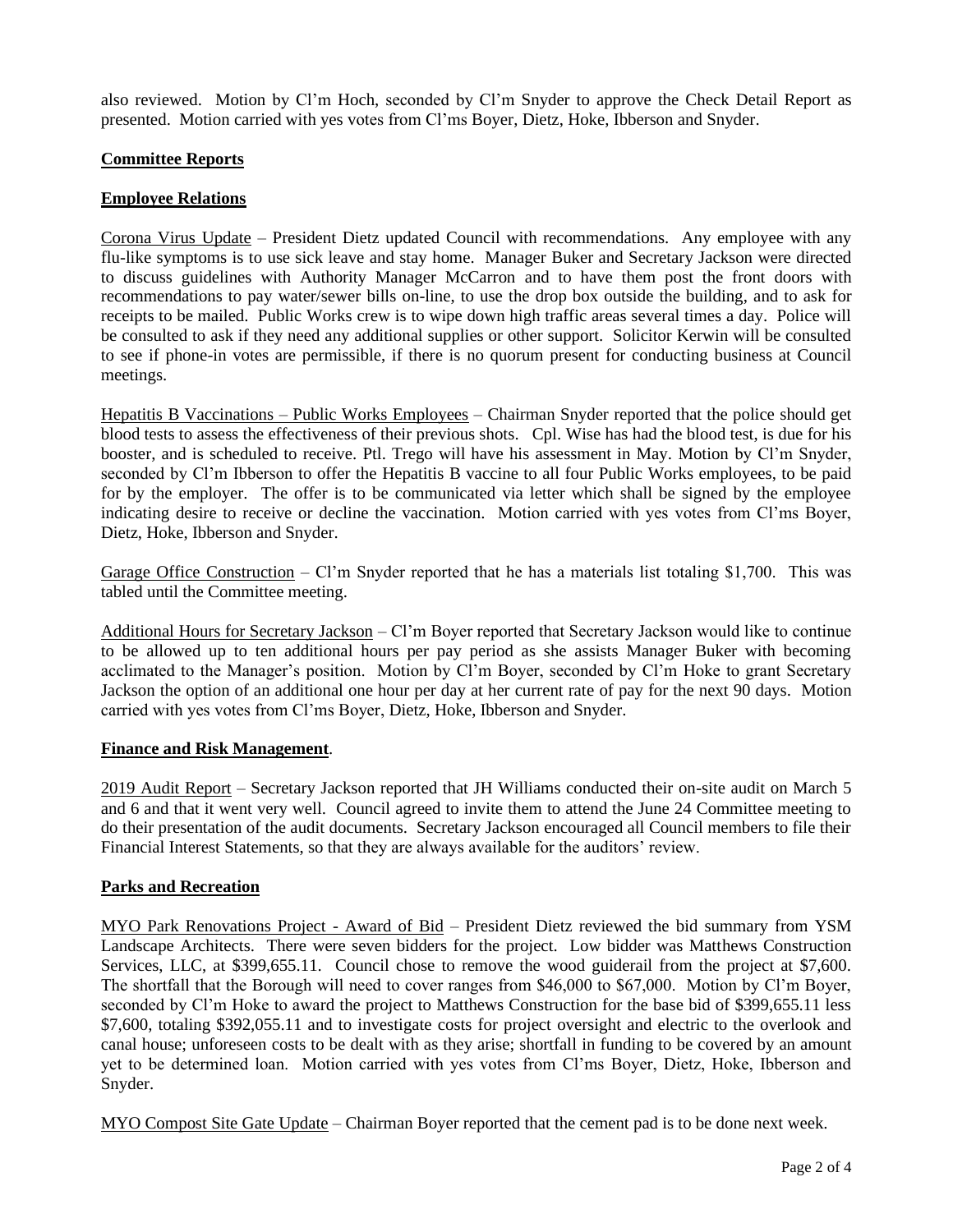also reviewed. Motion by Cl'm Hoch, seconded by Cl'm Snyder to approve the Check Detail Report as presented. Motion carried with yes votes from Cl'ms Boyer, Dietz, Hoke, Ibberson and Snyder.

## Committee Reports

### Employee Relations

Corona Virus Update – President Dietz updated Council with recommendations. Any employee with any flu-like symptoms is to use sick leave and stay home. Manager Buker and Secretary Jackson were directed to discuss guidelines with Authority Manager McCarron and to have them post the front doors with recommendations to pay water/sewer bills on-line, to use the drop box outside the building, and to ask for receipts to be mailed. Public Works crew is to wipe down high traffic areas several times a day. Police will be consulted to ask if they need any additional supplies or other support. Solicitor Kerwin will be consulted to see if phone-in votes are permissible, if there is no quorum present for conducting business at Council meetings.

Hepatitis B Vaccinations – Public Works Employees – Chairman Snyder reported that the police should get blood tests to assess the effectiveness of their previous shots. Cpl. Wise has had the blood test, is due for his booster, and is scheduled to receive. Ptl. Trego will have his assessment in May. Motion by Cl'm Snyder, seconded by Cl'm Ibberson to offer the Hepatitis B vaccine to all four Public Works employees, to be paid for by the employer. The offer is to be communicated via letter which shall be signed by the employee indicating desire to receive or decline the vaccination. Motion carried with yes votes from Cl'ms Boyer, Dietz, Hoke, Ibberson and Snyder.

Garage Office Construction – Cl'm Snyder reported that he has a materials list totaling $1,700. This was tabled until the Committee meeting.

Additional Hours for Secretary Jackson – Cl'm Boyer reported that Secretary Jackson would like to continue to be allowed up to ten additional hours per pay period as she assists Manager Buker with becoming acclimated to the Manager's position. Motion by Cl'm Boyer, seconded by Cl'm Hoke to grant Secretary Jackson the option of an additional one hour per day at her current rate of pay for the next 90 days. Motion carried with yes votes from Cl'ms Boyer, Dietz, Hoke, Ibberson and Snyder.

### Finance and Risk Management.

2019 Audit Report – Secretary Jackson reported that JH Williams conducted their on-site audit on March 5 and 6 and that it went very well. Council agreed to invite them to attend the June 24 Committee meeting to do their presentation of the audit documents. Secretary Jackson encouraged all Council members to file their Financial Interest Statements, so that they are always available for the auditors' review.

### Parks and Recreation

MYO Park Renovations Project - Award of Bid – President Dietz reviewed the bid summary from YSM Landscape Architects. There were seven bidders for the project. Low bidder was Matthews Construction Services, LLC, at $399,655.11. Council chose to remove the wood guiderail from the project at $7,600. The shortfall that the Borough will need to cover ranges from $46,000 to $67,000. Motion by Cl'm Boyer, seconded by Cl'm Hoke to award the project to Matthews Construction for the base bid of $399,655.11 less $7,600, totaling $392,055.11 and to investigate costs for project oversight and electric to the overlook and canal house; unforeseen costs to be dealt with as they arise; shortfall in funding to be covered by an amount yet to be determined loan. Motion carried with yes votes from Cl'ms Boyer, Dietz, Hoke, Ibberson and Snyder.

MYO Compost Site Gate Update – Chairman Boyer reported that the cement pad is to be done next week.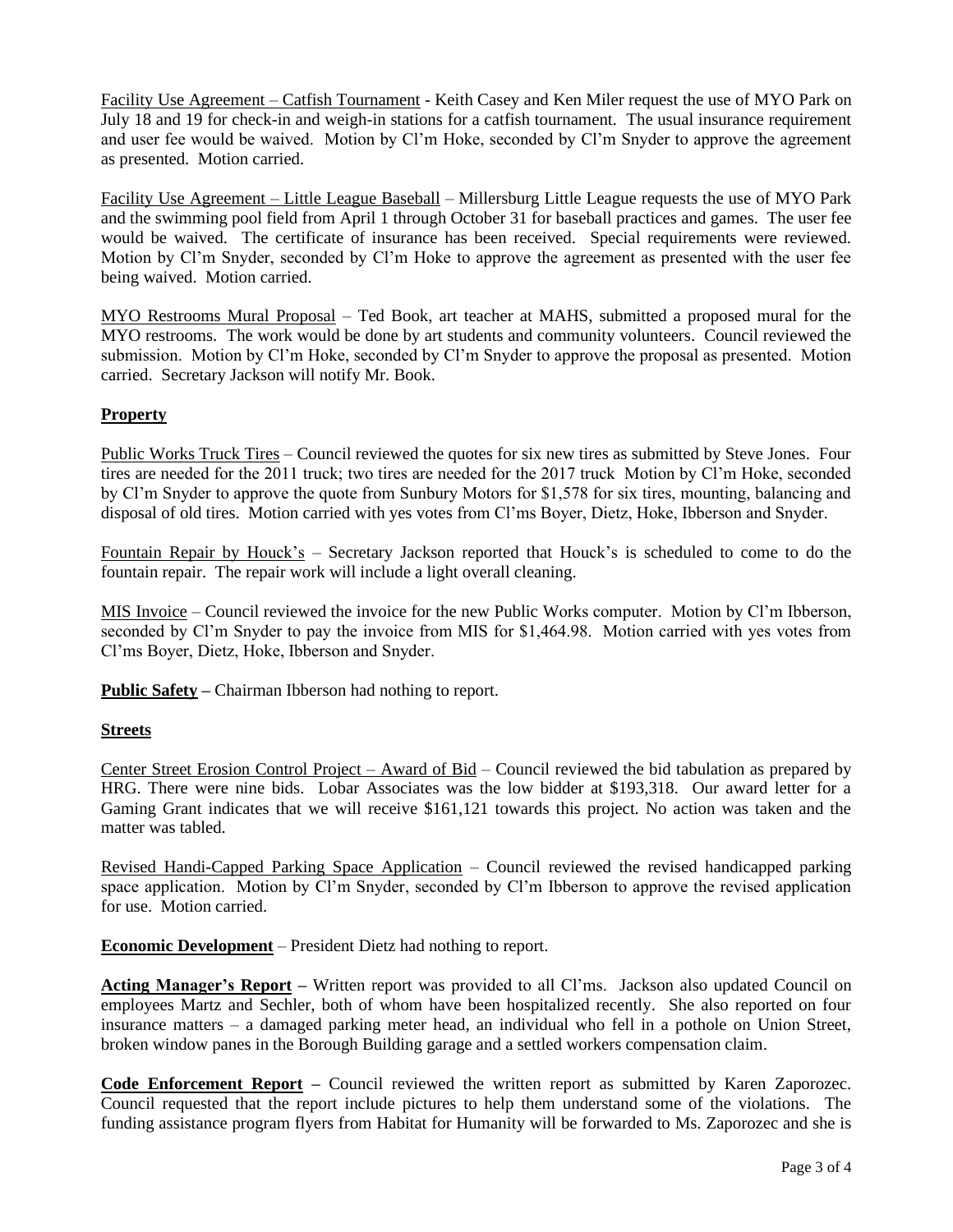Facility Use Agreement – Catfish Tournament - Keith Casey and Ken Miler request the use of MYO Park on July 18 and 19 for check-in and weigh-in stations for a catfish tournament. The usual insurance requirement and user fee would be waived. Motion by Cl'm Hoke, seconded by Cl'm Snyder to approve the agreement as presented. Motion carried.

Facility Use Agreement – Little League Baseball – Millersburg Little League requests the use of MYO Park and the swimming pool field from April 1 through October 31 for baseball practices and games. The user fee would be waived. The certificate of insurance has been received. Special requirements were reviewed. Motion by Cl'm Snyder, seconded by Cl'm Hoke to approve the agreement as presented with the user fee being waived. Motion carried.

MYO Restrooms Mural Proposal – Ted Book, art teacher at MAHS, submitted a proposed mural for the MYO restrooms. The work would be done by art students and community volunteers. Council reviewed the submission. Motion by Cl'm Hoke, seconded by Cl'm Snyder to approve the proposal as presented. Motion carried. Secretary Jackson will notify Mr. Book.

**Property**

Public Works Truck Tires – Council reviewed the quotes for six new tires as submitted by Steve Jones. Four tires are needed for the 2011 truck; two tires are needed for the 2017 truck Motion by Cl'm Hoke, seconded by Cl'm Snyder to approve the quote from Sunbury Motors for $1,578 for six tires, mounting, balancing and disposal of old tires. Motion carried with yes votes from Cl'ms Boyer, Dietz, Hoke, Ibberson and Snyder.

Fountain Repair by Houck's – Secretary Jackson reported that Houck's is scheduled to come to do the fountain repair. The repair work will include a light overall cleaning.

MIS Invoice – Council reviewed the invoice for the new Public Works computer. Motion by Cl'm Ibberson, seconded by Cl'm Snyder to pay the invoice from MIS for $1,464.98. Motion carried with yes votes from Cl'ms Boyer, Dietz, Hoke, Ibberson and Snyder.

**Public Safety** – Chairman Ibberson had nothing to report.

**Streets**

Center Street Erosion Control Project – Award of Bid – Council reviewed the bid tabulation as prepared by HRG. There were nine bids. Lobar Associates was the low bidder at $193,318. Our award letter for a Gaming Grant indicates that we will receive $161,121 towards this project. No action was taken and the matter was tabled.

Revised Handi-Capped Parking Space Application – Council reviewed the revised handicapped parking space application. Motion by Cl'm Snyder, seconded by Cl'm Ibberson to approve the revised application for use. Motion carried.

**Economic Development** – President Dietz had nothing to report.

**Acting Manager's Report** – Written report was provided to all Cl'ms. Jackson also updated Council on employees Martz and Sechler, both of whom have been hospitalized recently. She also reported on four insurance matters – a damaged parking meter head, an individual who fell in a pothole on Union Street, broken window panes in the Borough Building garage and a settled workers compensation claim.

**Code Enforcement Report** – Council reviewed the written report as submitted by Karen Zaporozec. Council requested that the report include pictures to help them understand some of the violations. The funding assistance program flyers from Habitat for Humanity will be forwarded to Ms. Zaporozec and she is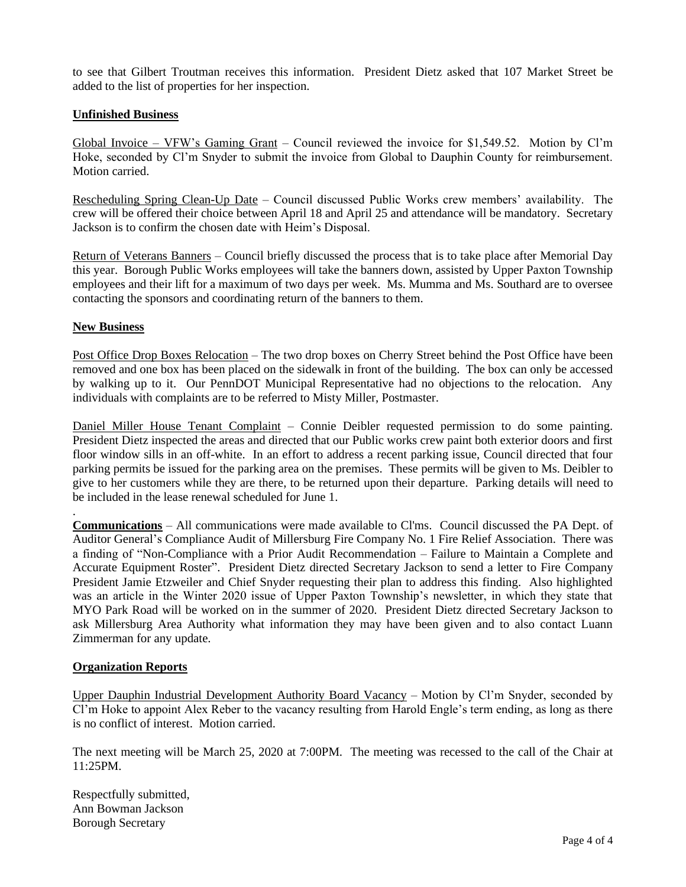to see that Gilbert Troutman receives this information. President Dietz asked that 107 Market Street be added to the list of properties for her inspection.

**Unfinished Business**

Global Invoice – VFW's Gaming Grant – Council reviewed the invoice for $1,549.52. Motion by Cl'm Hoke, seconded by Cl'm Snyder to submit the invoice from Global to Dauphin County for reimbursement. Motion carried.

Rescheduling Spring Clean-Up Date – Council discussed Public Works crew members' availability. The crew will be offered their choice between April 18 and April 25 and attendance will be mandatory. Secretary Jackson is to confirm the chosen date with Heim's Disposal.

Return of Veterans Banners – Council briefly discussed the process that is to take place after Memorial Day this year. Borough Public Works employees will take the banners down, assisted by Upper Paxton Township employees and their lift for a maximum of two days per week. Ms. Mumma and Ms. Southard are to oversee contacting the sponsors and coordinating return of the banners to them.

**New Business**

Post Office Drop Boxes Relocation – The two drop boxes on Cherry Street behind the Post Office have been removed and one box has been placed on the sidewalk in front of the building. The box can only be accessed by walking up to it. Our PennDOT Municipal Representative had no objections to the relocation. Any individuals with complaints are to be referred to Misty Miller, Postmaster.

Daniel Miller House Tenant Complaint – Connie Deibler requested permission to do some painting. President Dietz inspected the areas and directed that our Public works crew paint both exterior doors and first floor window sills in an off-white. In an effort to address a recent parking issue, Council directed that four parking permits be issued for the parking area on the premises. These permits will be given to Ms. Deibler to give to her customers while they are there, to be returned upon their departure. Parking details will need to be included in the lease renewal scheduled for June 1.

.
**Communications** – All communications were made available to Cl'ms. Council discussed the PA Dept. of Auditor General's Compliance Audit of Millersburg Fire Company No. 1 Fire Relief Association. There was a finding of "Non-Compliance with a Prior Audit Recommendation – Failure to Maintain a Complete and Accurate Equipment Roster". President Dietz directed Secretary Jackson to send a letter to Fire Company President Jamie Etzweiler and Chief Snyder requesting their plan to address this finding. Also highlighted was an article in the Winter 2020 issue of Upper Paxton Township's newsletter, in which they state that MYO Park Road will be worked on in the summer of 2020. President Dietz directed Secretary Jackson to ask Millersburg Area Authority what information they may have been given and to also contact Luann Zimmerman for any update.

**Organization Reports**

Upper Dauphin Industrial Development Authority Board Vacancy – Motion by Cl'm Snyder, seconded by Cl'm Hoke to appoint Alex Reber to the vacancy resulting from Harold Engle's term ending, as long as there is no conflict of interest. Motion carried.

The next meeting will be March 25, 2020 at 7:00PM. The meeting was recessed to the call of the Chair at 11:25PM.

Respectfully submitted,
Ann Bowman Jackson
Borough Secretary